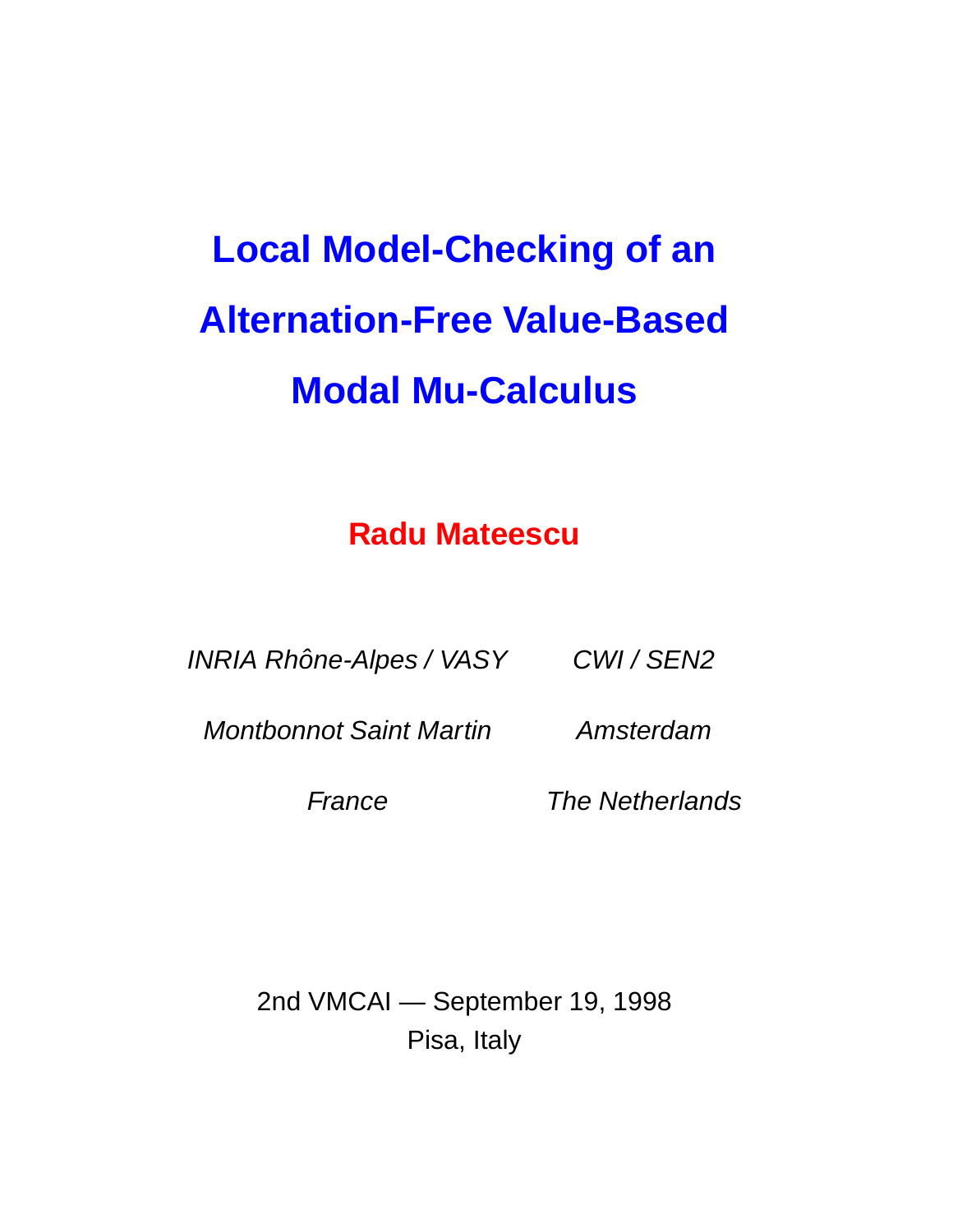# Local Model-Checking of an Alternation-Free Value-Based Modal Mu-Calculus

**Radu Mateescu**

*INRIA Rhône-Alpes / VASY*
*Montbonnot Saint Martin*
*France*

*CWI / SEN2*
*Amsterdam*
*The Netherlands*

2nd VMCAI — September 19, 1998
Pisa, Italy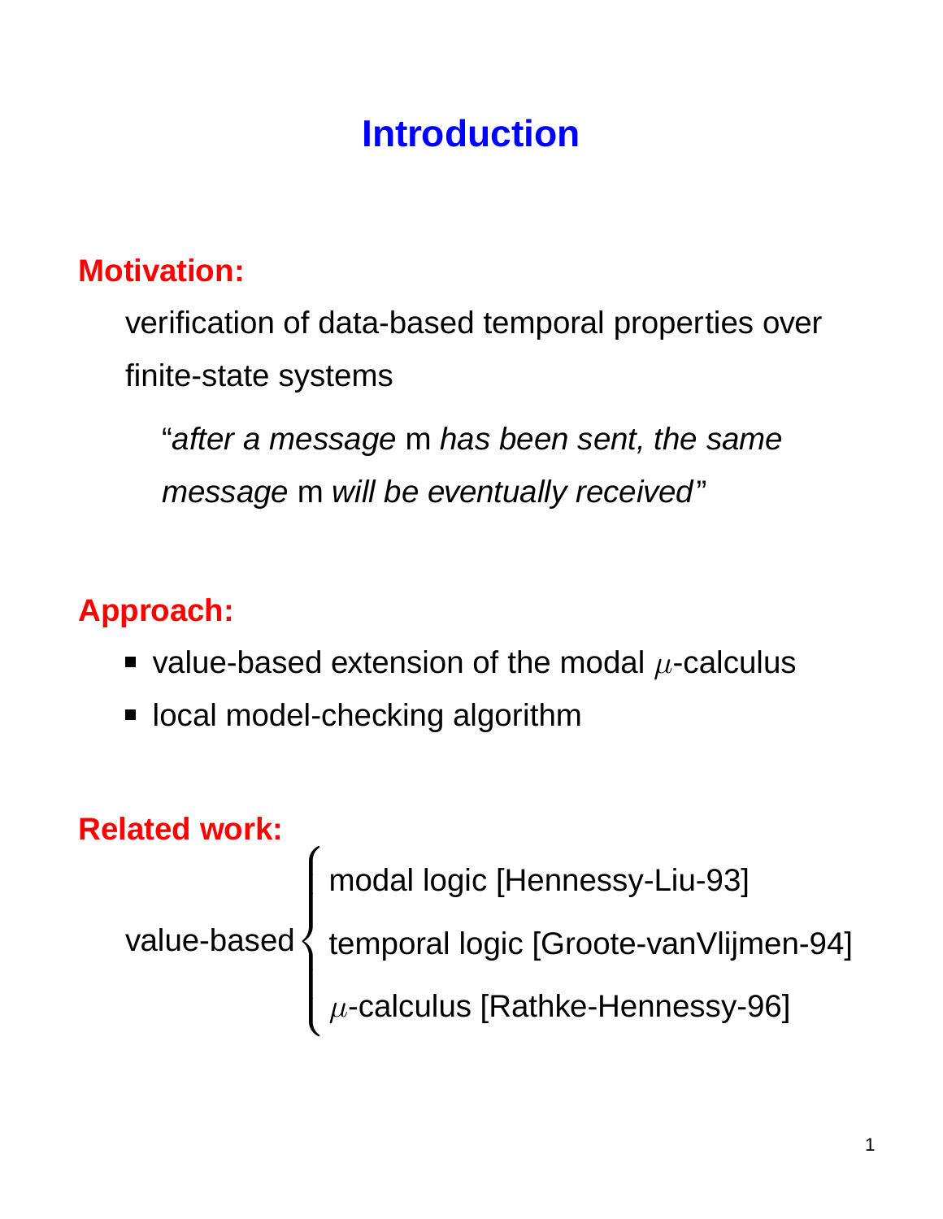# Introduction

**Motivation:**

verification of data-based temporal properties over finite-state systems

"*after a message* m *has been sent, the same message* m *will be eventually received*"

**Approach:**

- value-based extension of the modal $\mu$-calculus
- local model-checking algorithm

**Related work:**

value-based:
- modal logic [Hennessy-Liu-93]
- temporal logic [Groote-vanVlijmen-94]
- $\mu$-calculus [Rathke-Hennessy-96]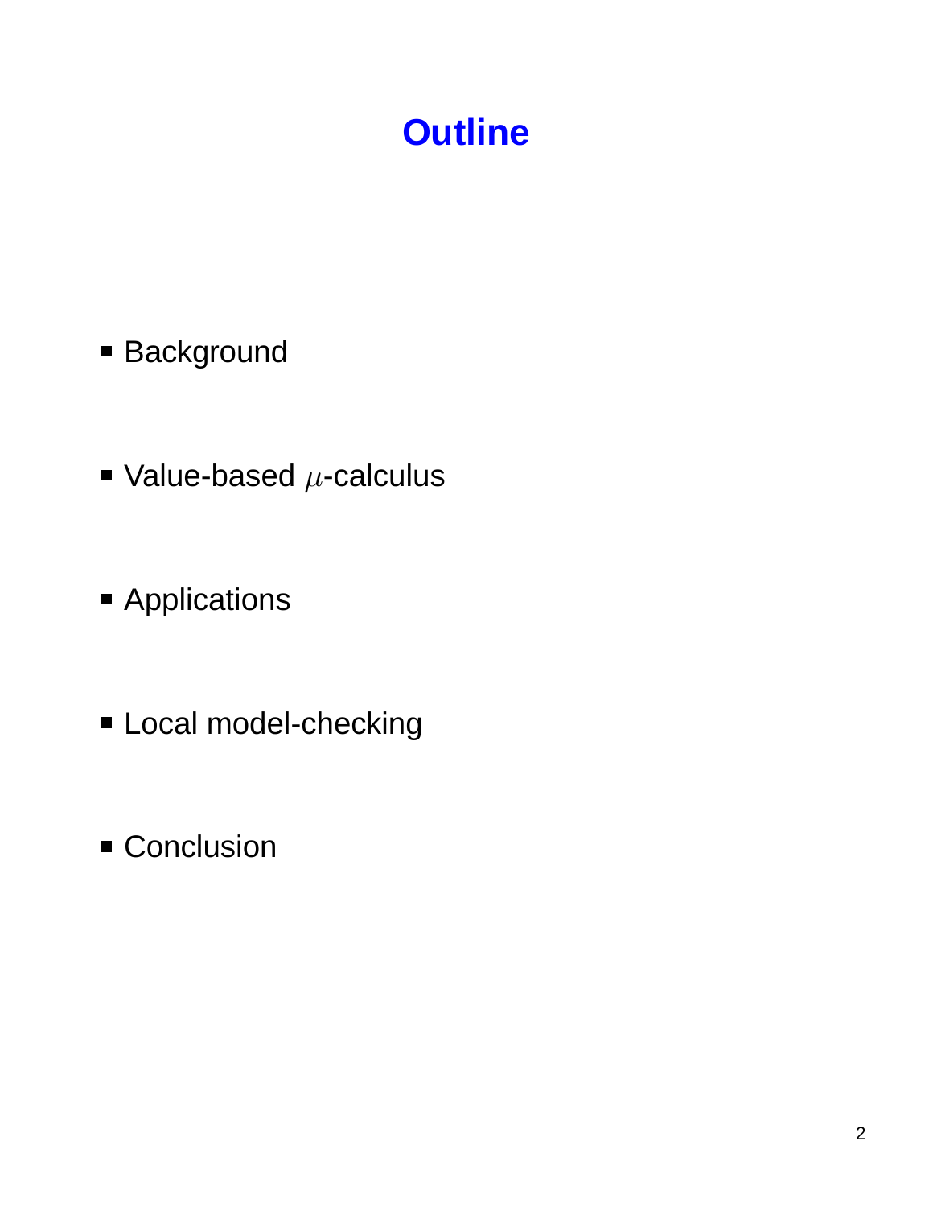# Outline

- Background
- Value-based $\mu$-calculus
- Applications
- Local model-checking
- Conclusion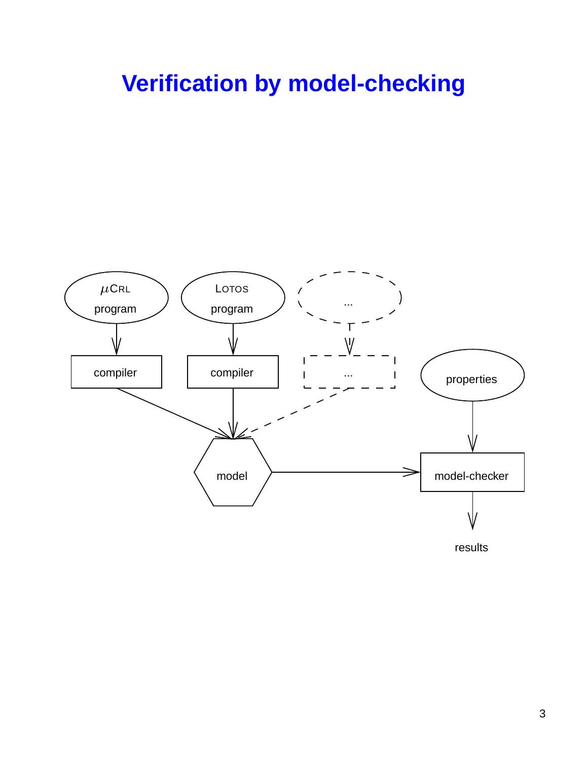# Verification by model-checking

$\mu$CRL program

LOTOS program

...

compiler

compiler

...

properties

model

model-checker

results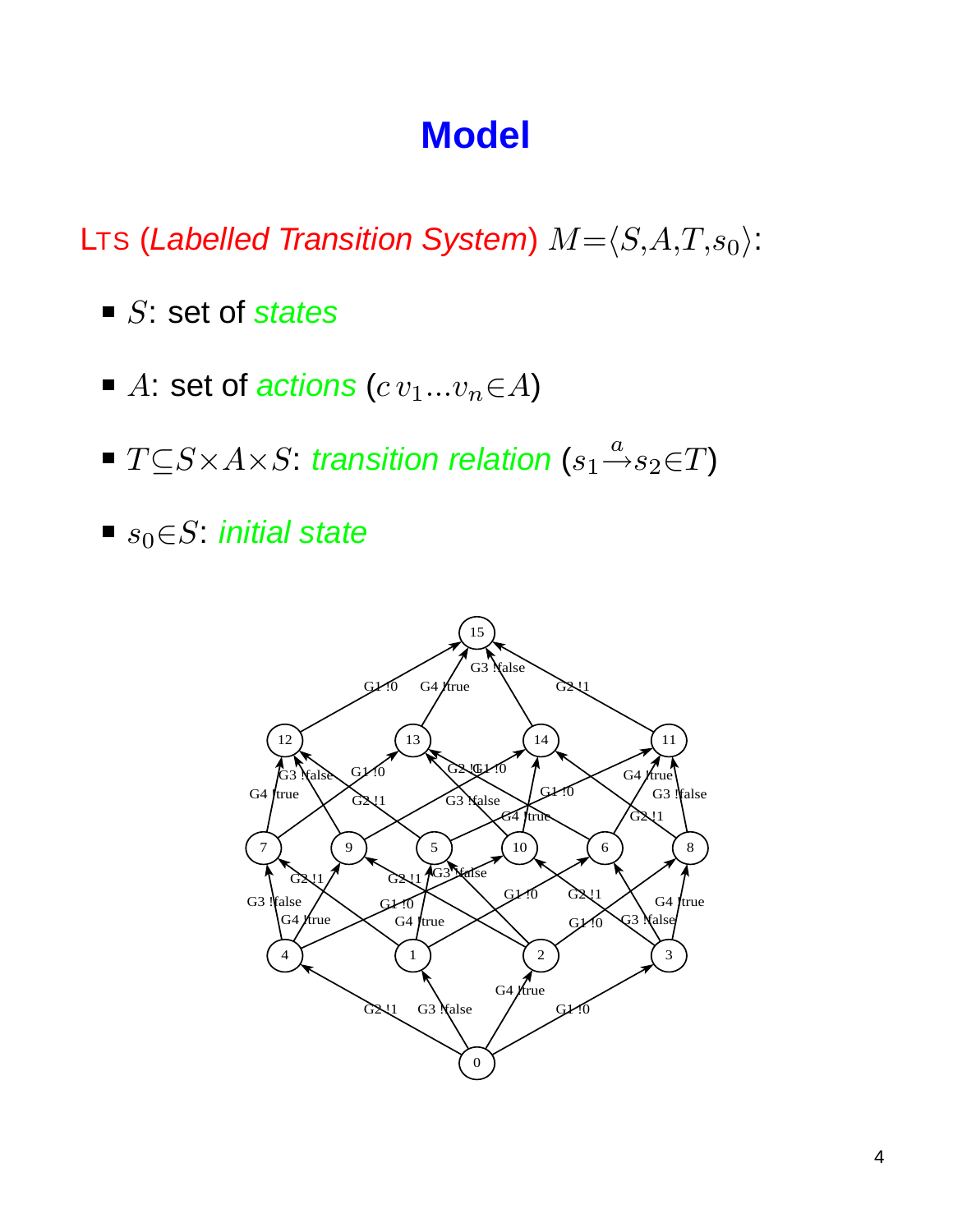# Model

LTS (*Labelled Transition System*) $M = \langle S, A, T, s_0 \rangle$:

- $S$: set of *states*
- $A$: set of *actions* ($c\, v_1 \ldots v_n \in A$)
- $T \subseteq S \times A \times S$: *transition relation* ($s_1 \xrightarrow{a} s_2 \in T$)
- $s_0 \in S$: *initial state*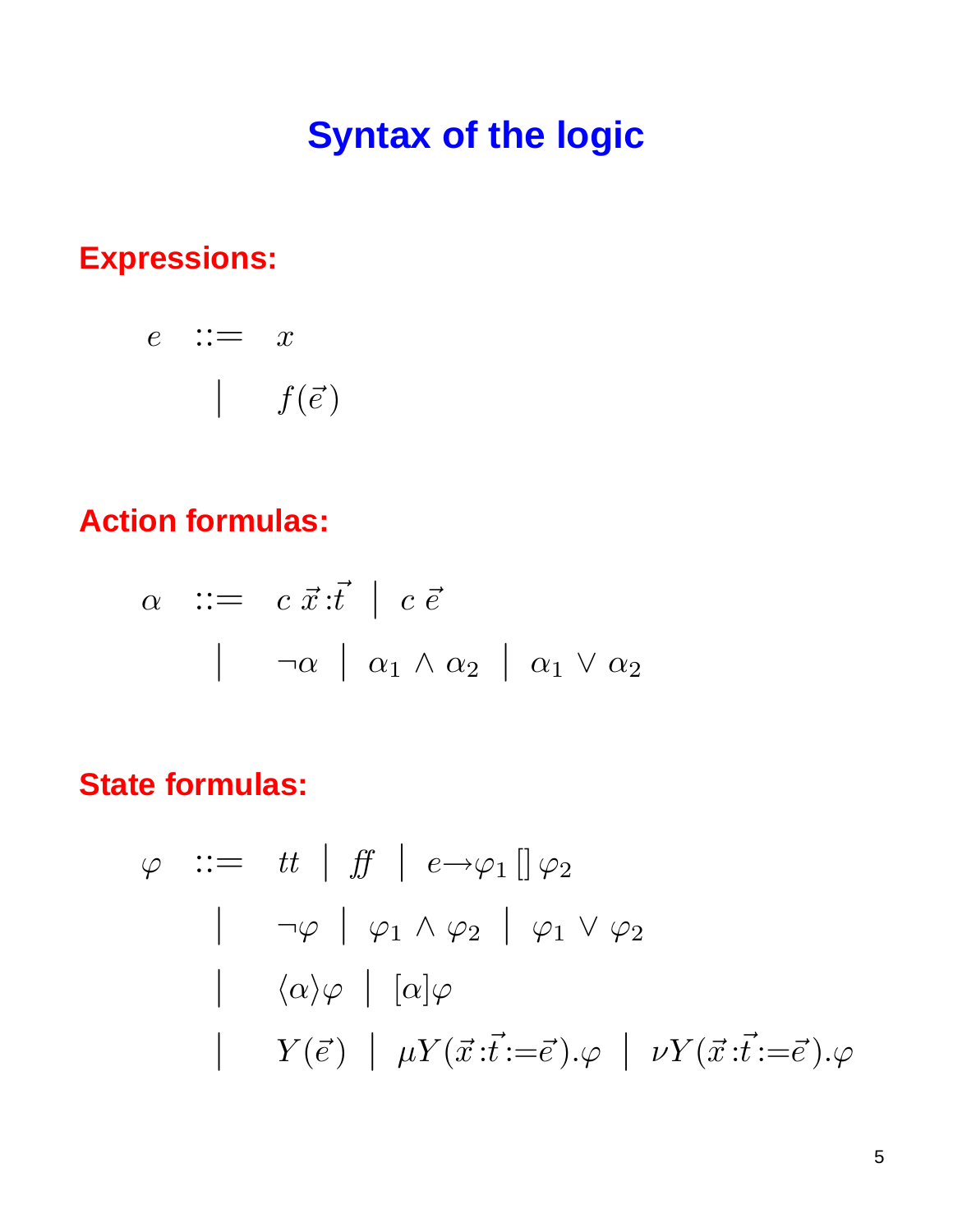# Syntax of the logic

## Expressions:

$$
\begin{array}{rcl}
e & ::= & x \\
 & | & f(\vec{e})
\end{array}
$$

## Action formulas:

$$
\begin{array}{rcl}
\alpha & ::= & c\ \vec{x}\!:\!\vec{t} \ \mid \ c\ \vec{e} \\
 & | & \neg\alpha \ \mid \ \alpha_1 \wedge \alpha_2 \ \mid \ \alpha_1 \vee \alpha_2
\end{array}
$$

## State formulas:

$$
\begin{array}{rcl}
\varphi & ::= & tt \ \mid \ f\!f \ \mid \ e \rightarrow \varphi_1 \, [] \, \varphi_2 \\
 & | & \neg\varphi \ \mid \ \varphi_1 \wedge \varphi_2 \ \mid \ \varphi_1 \vee \varphi_2 \\
 & | & \langle\alpha\rangle\varphi \ \mid \ [\alpha]\varphi \\
 & | & Y(\vec{e}) \ \mid \ \mu Y(\vec{x}\!:\!\vec{t}\!:=\!\vec{e}).\varphi \ \mid \ \nu Y(\vec{x}\!:\!\vec{t}\!:=\!\vec{e}).\varphi
\end{array}
$$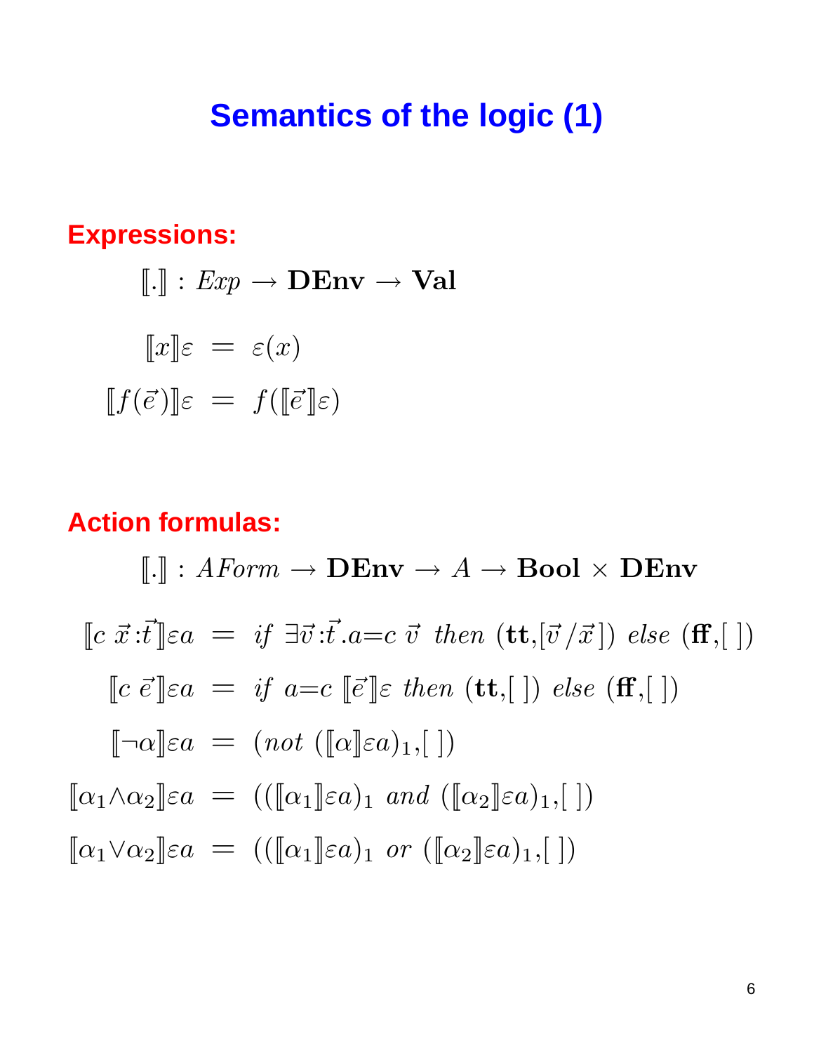# Semantics of the logic (1)

**Expressions:**

$$[\![ . ]\!] : \mathit{Exp} \rightarrow \mathbf{DEnv} \rightarrow \mathbf{Val}$$

$$[\![ x ]\!]\varepsilon \;=\; \varepsilon(x)$$

$$[\![ f(\vec{e}) ]\!]\varepsilon \;=\; f([\![ \vec{e} ]\!]\varepsilon)$$

**Action formulas:**

$$[\![ . ]\!] : \mathit{AForm} \rightarrow \mathbf{DEnv} \rightarrow A \rightarrow \mathbf{Bool} \times \mathbf{DEnv}$$

$$[\![ c\ \vec{x}:\vec{t} ]\!]\varepsilon a \;=\; \mathit{if}\ \exists \vec{v}:\vec{t}.a{=}c\ \vec{v}\ \mathit{then}\ (\mathbf{tt},[\vec{v}/\vec{x}])\ \mathit{else}\ (\mathbf{ff},[\,])$$

$$[\![ c\ \vec{e} ]\!]\varepsilon a \;=\; \mathit{if}\ a{=}c\ [\![ \vec{e} ]\!]\varepsilon\ \mathit{then}\ (\mathbf{tt},[\,])\ \mathit{else}\ (\mathbf{ff},[\,])$$

$$[\![ \neg\alpha ]\!]\varepsilon a \;=\; (\mathit{not}\ ([\![ \alpha ]\!]\varepsilon a)_1,[\,])$$

$$[\![ \alpha_1 \wedge \alpha_2 ]\!]\varepsilon a \;=\; (([\![ \alpha_1 ]\!]\varepsilon a)_1\ \mathit{and}\ ([\![ \alpha_2 ]\!]\varepsilon a)_1,[\,])$$

$$[\![ \alpha_1 \vee \alpha_2 ]\!]\varepsilon a \;=\; (([\![ \alpha_1 ]\!]\varepsilon a)_1\ \mathit{or}\ ([\![ \alpha_2 ]\!]\varepsilon a)_1,[\,])$$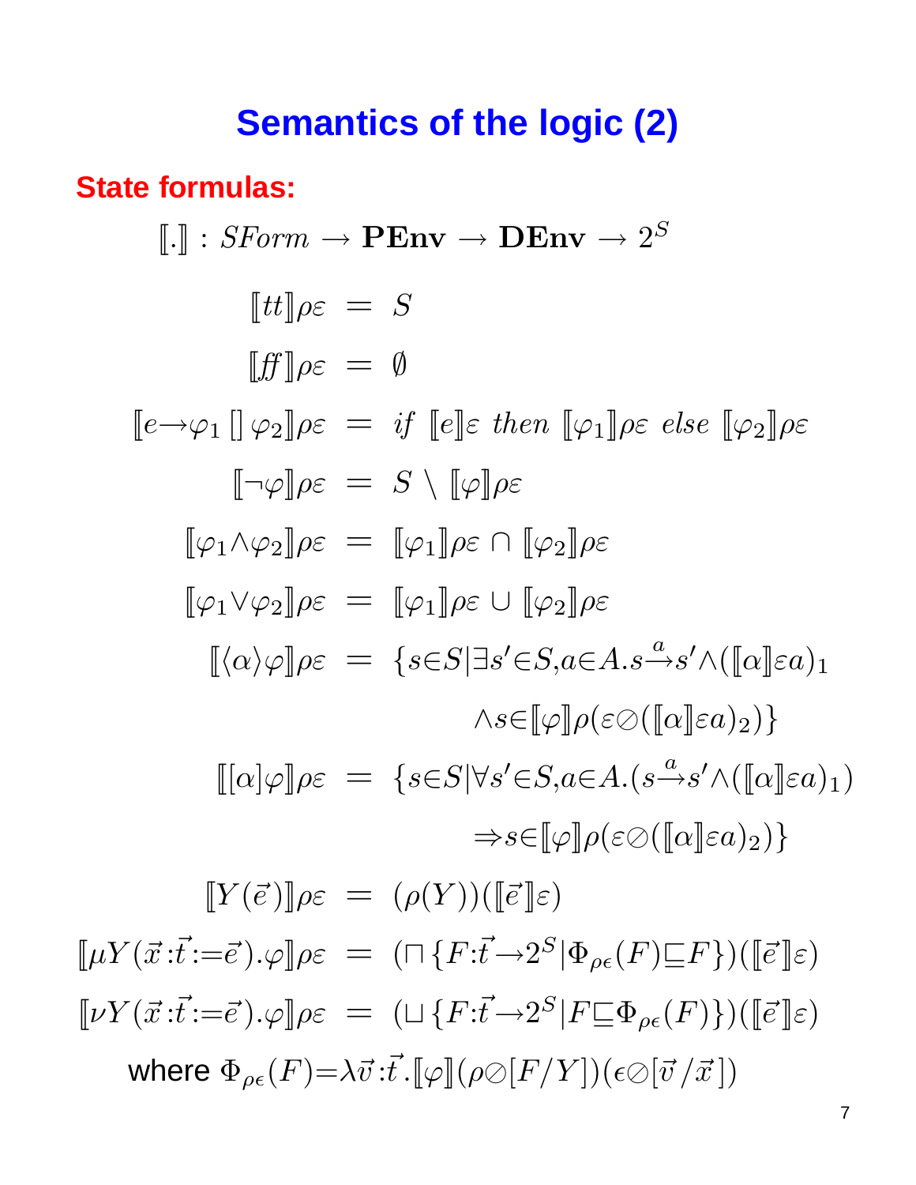# Semantics of the logic (2)

## State formulas:

$$[\![.]\!] : SForm \rightarrow \mathbf{PEnv} \rightarrow \mathbf{DEnv} \rightarrow 2^S$$

$$
\begin{aligned}
[\![tt]\!]\rho\varepsilon &= S \\
[\![f\!f]\!]\rho\varepsilon &= \emptyset \\
[\![e \rightarrow \varphi_1 \,[]\, \varphi_2]\!]\rho\varepsilon &= \mathit{if}\ [\![e]\!]\varepsilon\ \mathit{then}\ [\![\varphi_1]\!]\rho\varepsilon\ \mathit{else}\ [\![\varphi_2]\!]\rho\varepsilon \\
[\![\neg\varphi]\!]\rho\varepsilon &= S \setminus [\![\varphi]\!]\rho\varepsilon \\
[\![\varphi_1 \wedge \varphi_2]\!]\rho\varepsilon &= [\![\varphi_1]\!]\rho\varepsilon \cap [\![\varphi_2]\!]\rho\varepsilon \\
[\![\varphi_1 \vee \varphi_2]\!]\rho\varepsilon &= [\![\varphi_1]\!]\rho\varepsilon \cup [\![\varphi_2]\!]\rho\varepsilon \\
[\![\langle\alpha\rangle\varphi]\!]\rho\varepsilon &= \{s \in S \mid \exists s' \in S, a \in A.\, s \xrightarrow{a} s' \wedge ([\![\alpha]\!]\varepsilon a)_1 \\
&\qquad \wedge s \in [\![\varphi]\!]\rho(\varepsilon \oslash ([\![\alpha]\!]\varepsilon a)_2)\} \\
[\![[\alpha]\varphi]\!]\rho\varepsilon &= \{s \in S \mid \forall s' \in S, a \in A.\, (s \xrightarrow{a} s' \wedge ([\![\alpha]\!]\varepsilon a)_1) \\
&\qquad \Rightarrow s \in [\![\varphi]\!]\rho(\varepsilon \oslash ([\![\alpha]\!]\varepsilon a)_2)\} \\
[\![Y(\vec{e})]\!]\rho\varepsilon &= (\rho(Y))([\![\vec{e}]\!]\varepsilon) \\
[\![\mu Y(\vec{x} : \vec{t} := \vec{e}).\varphi]\!]\rho\varepsilon &= (\sqcap \{F : \vec{t} \rightarrow 2^S \mid \Phi_{\rho\epsilon}(F) \sqsubseteq F\})([\![\vec{e}]\!]\varepsilon) \\
[\![\nu Y(\vec{x} : \vec{t} := \vec{e}).\varphi]\!]\rho\varepsilon &= (\sqcup \{F : \vec{t} \rightarrow 2^S \mid F \sqsubseteq \Phi_{\rho\epsilon}(F)\})([\![\vec{e}]\!]\varepsilon)
\end{aligned}
$$

where $\Phi_{\rho\epsilon}(F) = \lambda \vec{v} : \vec{t}.[\![\varphi]\!](\rho \oslash [F/Y])(\epsilon \oslash [\vec{v}/\vec{x}])$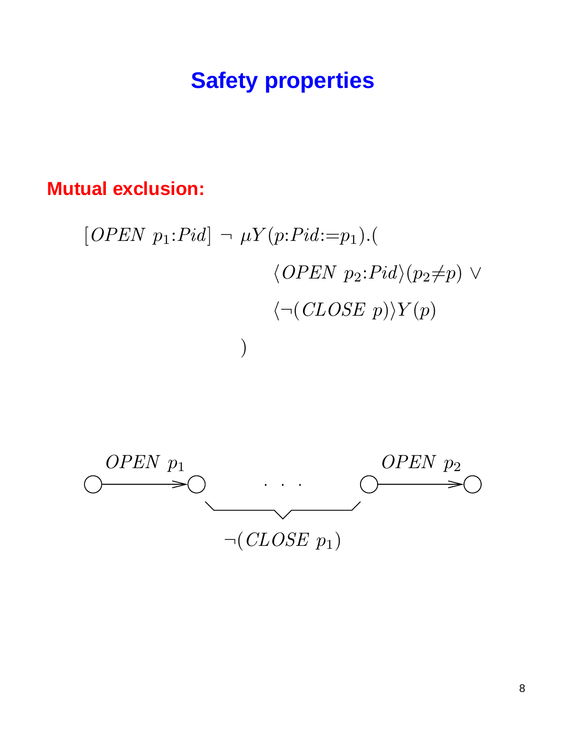# Safety properties

**Mutual exclusion:**

$$[OPEN\ p_1{:}Pid]\ \neg\ \mu Y(p{:}Pid{:=}p_1).(\langle OPEN\ p_2{:}Pid\rangle(p_2{\neq}p) \vee \langle\neg(CLOSE\ p)\rangle Y(p))$$

$OPEN\ p_1$ . . . $OPEN\ p_2$

$\neg(CLOSE\ p_1)$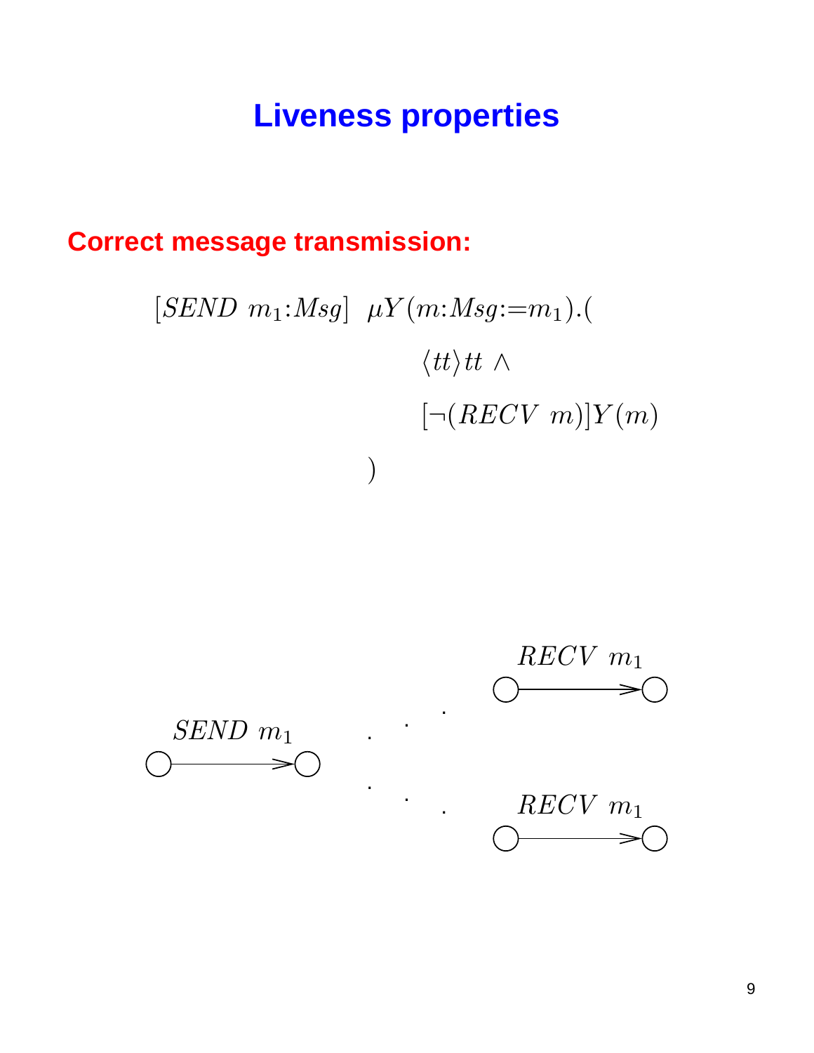# Liveness properties

**Correct message transmission:**

$$[SEND\ m_1{:}Msg]\ \ \mu Y(m{:}Msg{:=}m_1).(\ \langle tt\rangle tt \wedge [\neg(RECV\ m)]Y(m)\ )$$

$SEND\ m_1$

$RECV\ m_1$

$RECV\ m_1$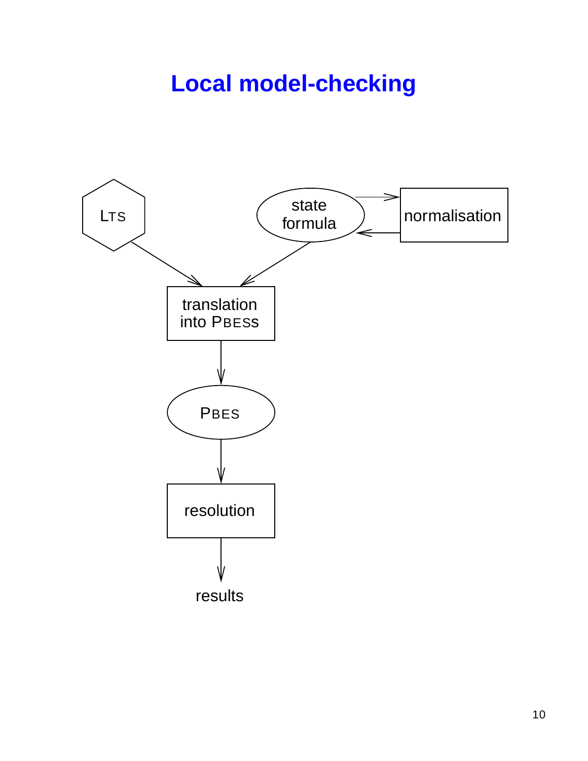# Local model-checking

LTS

state formula

normalisation

translation into PBESs

PBES

resolution

results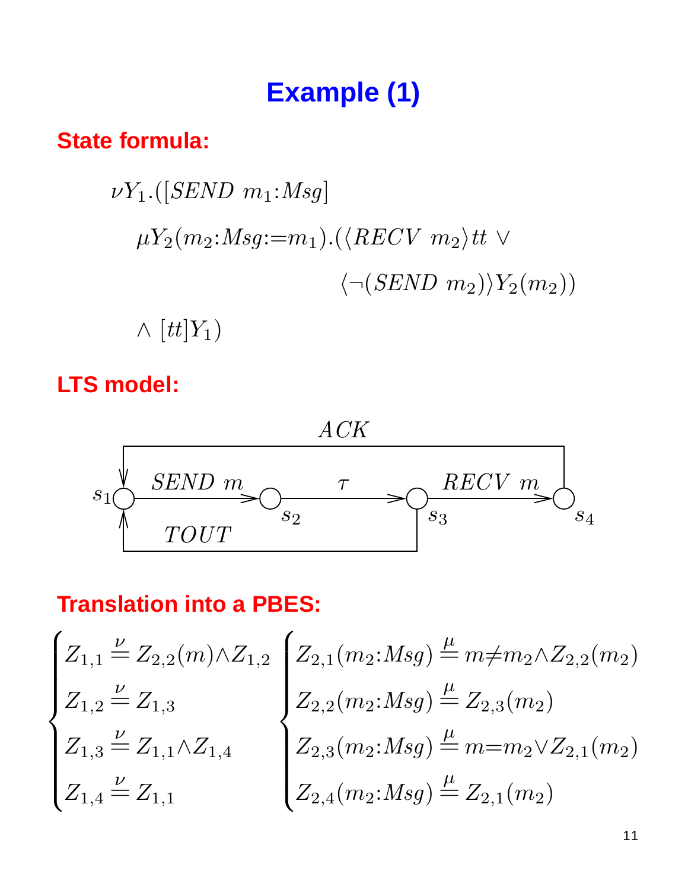# Example (1)

**State formula:**

$$\nu Y_1.([\mathit{SEND}\ m_1{:}\mathit{Msg}]$$

$$\mu Y_2(m_2{:}\mathit{Msg}{:=}m_1).(\langle \mathit{RECV}\ m_2\rangle tt \vee$$

$$\langle \neg(\mathit{SEND}\ m_2)\rangle Y_2(m_2))$$

$$\wedge\ [tt]Y_1)$$

**LTS model:**

$s_1 \xrightarrow{\mathit{SEND}\ m} s_2 \xrightarrow{\tau} s_3 \xrightarrow{\mathit{RECV}\ m} s_4$, $s_4 \xrightarrow{\mathit{ACK}} s_1$, $s_3 \xrightarrow{\mathit{TOUT}} s_1$

**Translation into a PBES:**

$$\begin{cases} Z_{1,1} \stackrel{\nu}{=} Z_{2,2}(m) \wedge Z_{1,2} \\ Z_{1,2} \stackrel{\nu}{=} Z_{1,3} \\ Z_{1,3} \stackrel{\nu}{=} Z_{1,1} \wedge Z_{1,4} \\ Z_{1,4} \stackrel{\nu}{=} Z_{1,1} \end{cases} \quad \begin{cases} Z_{2,1}(m_2{:}\mathit{Msg}) \stackrel{\mu}{=} m \neq m_2 \wedge Z_{2,2}(m_2) \\ Z_{2,2}(m_2{:}\mathit{Msg}) \stackrel{\mu}{=} Z_{2,3}(m_2) \\ Z_{2,3}(m_2{:}\mathit{Msg}) \stackrel{\mu}{=} m = m_2 \vee Z_{2,1}(m_2) \\ Z_{2,4}(m_2{:}\mathit{Msg}) \stackrel{\mu}{=} Z_{2,1}(m_2) \end{cases}$$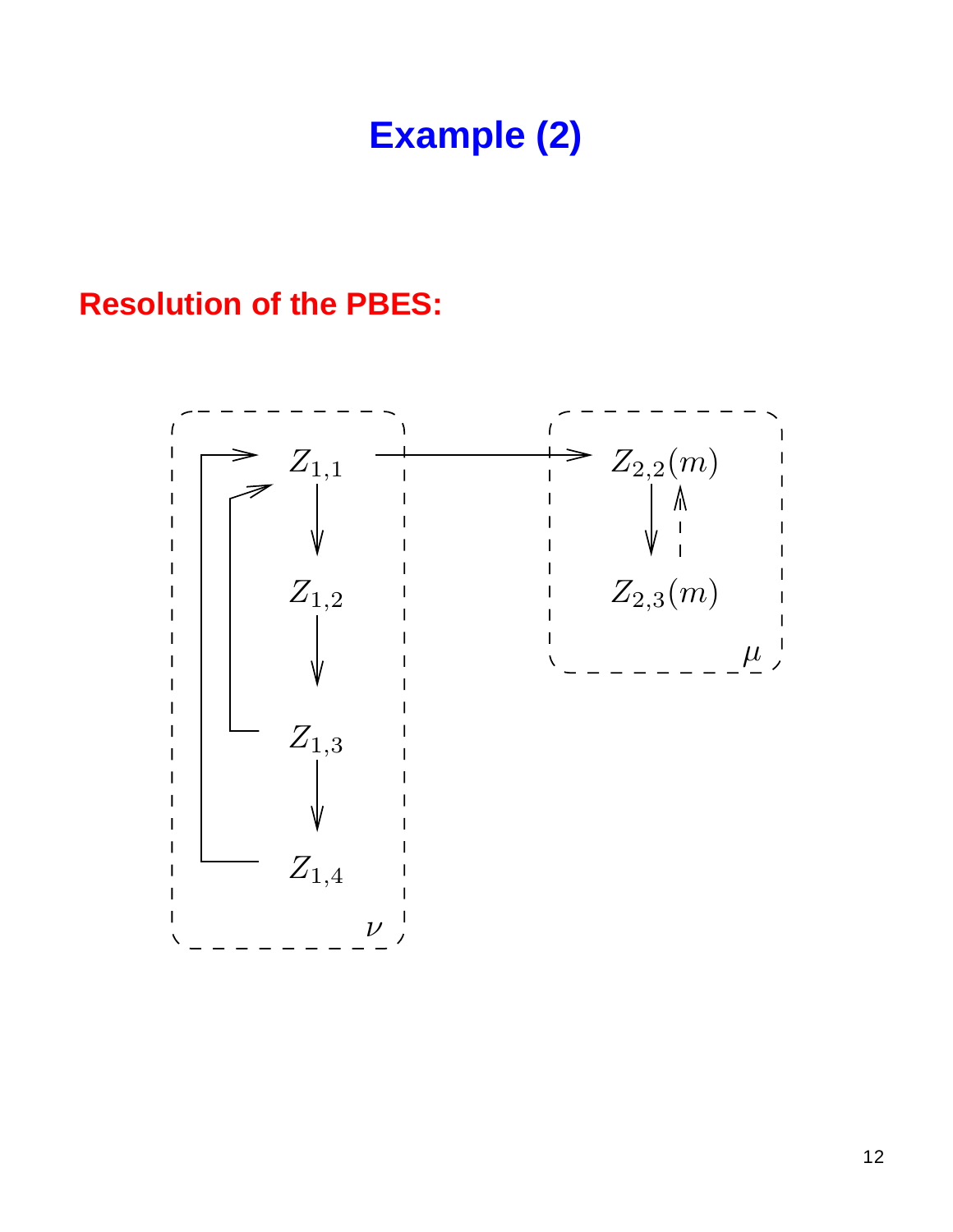# Example (2)

## Resolution of the PBES:

$\nu$: $Z_{1,1}$, $Z_{1,2}$, $Z_{1,3}$, $Z_{1,4}$

$\mu$: $Z_{2,2}(m)$, $Z_{2,3}(m)$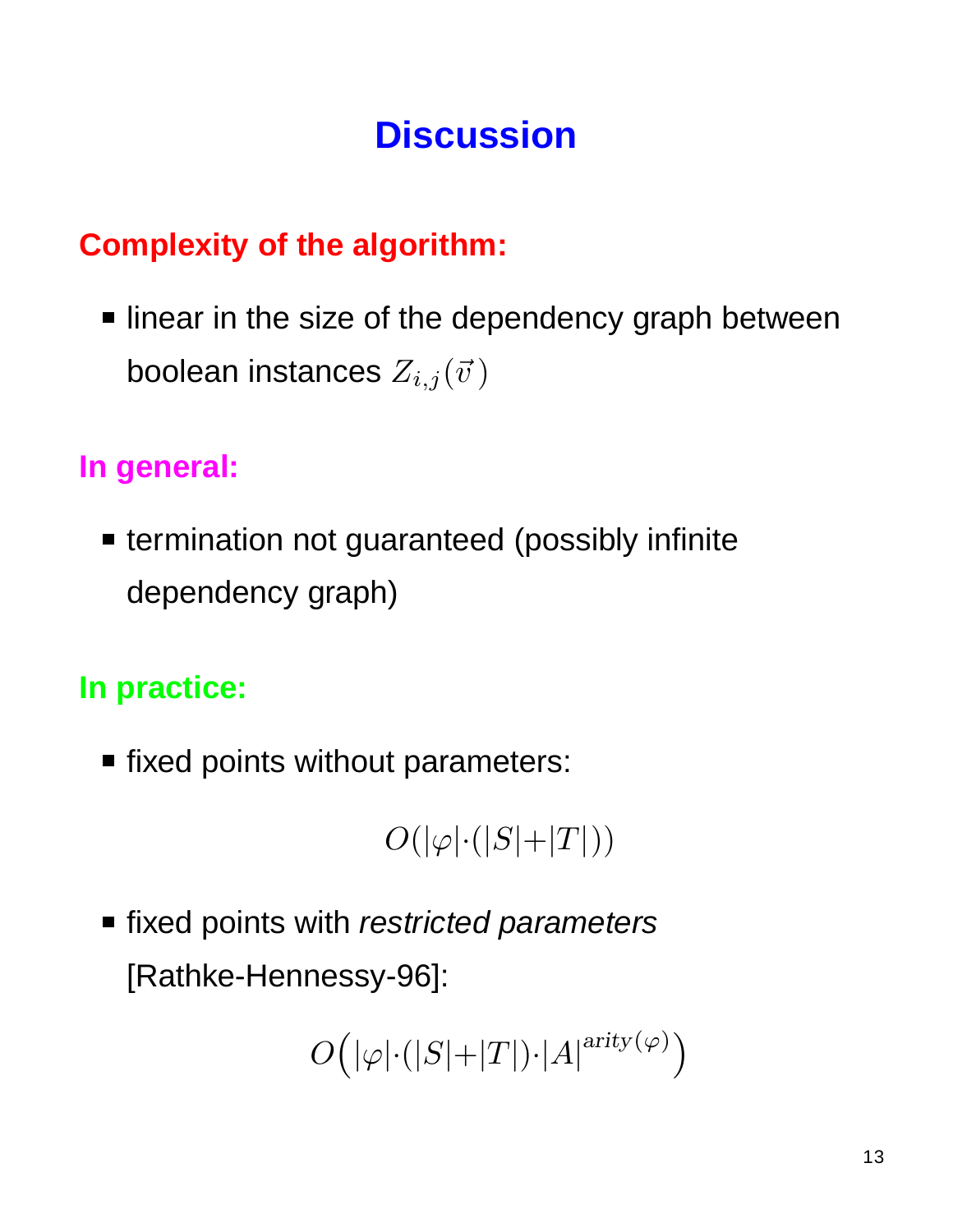# Discussion

## Complexity of the algorithm:

- linear in the size of the dependency graph between boolean instances $Z_{i,j}(\vec{v})$

## In general:

- termination not guaranteed (possibly infinite dependency graph)

## In practice:

- fixed points without parameters:

$$O(|\varphi| \cdot (|S| + |T|))$$

- fixed points with *restricted parameters* [Rathke-Hennessy-96]:

$$O\Big(|\varphi| \cdot (|S| + |T|) \cdot |A|^{arity(\varphi)}\Big)$$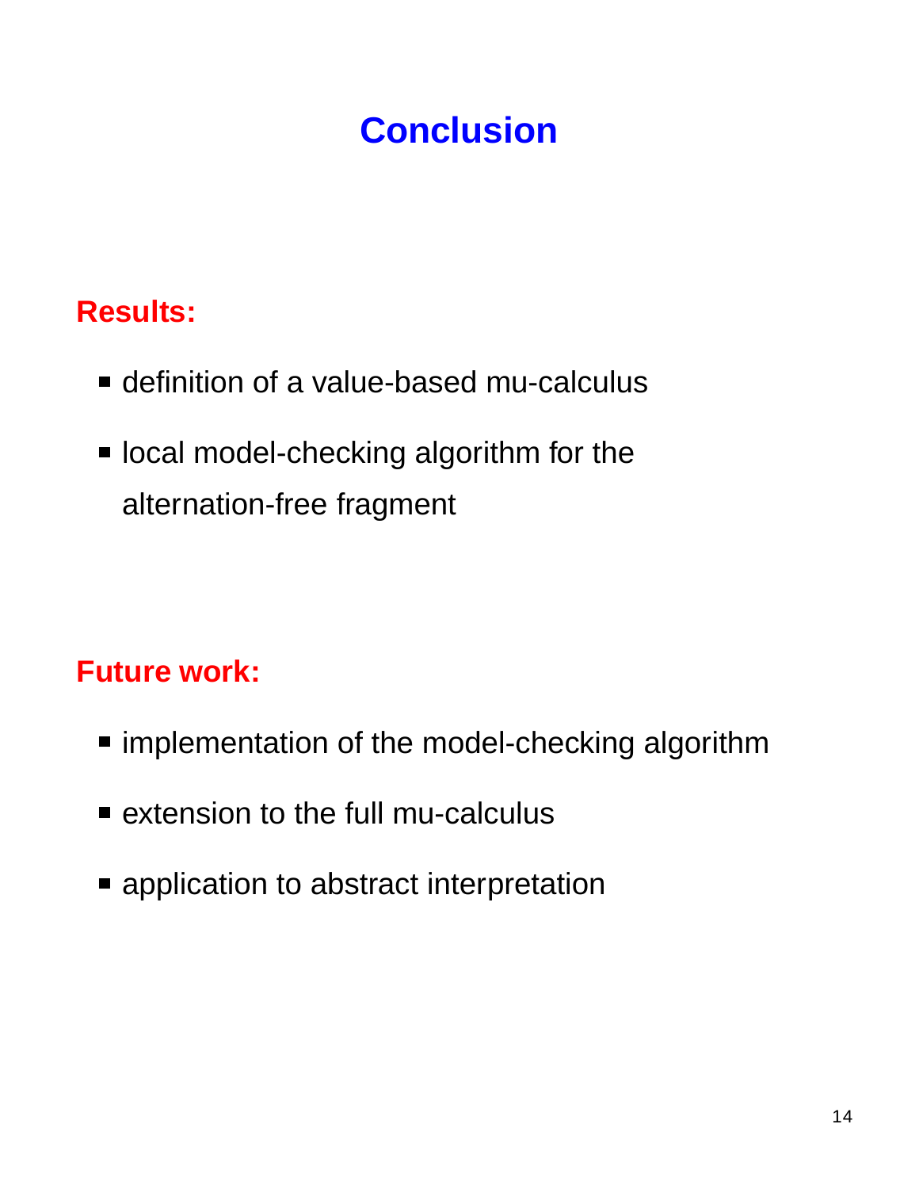# Conclusion

**Results:**

- definition of a value-based mu-calculus
- local model-checking algorithm for the alternation-free fragment

**Future work:**

- implementation of the model-checking algorithm
- extension to the full mu-calculus
- application to abstract interpretation